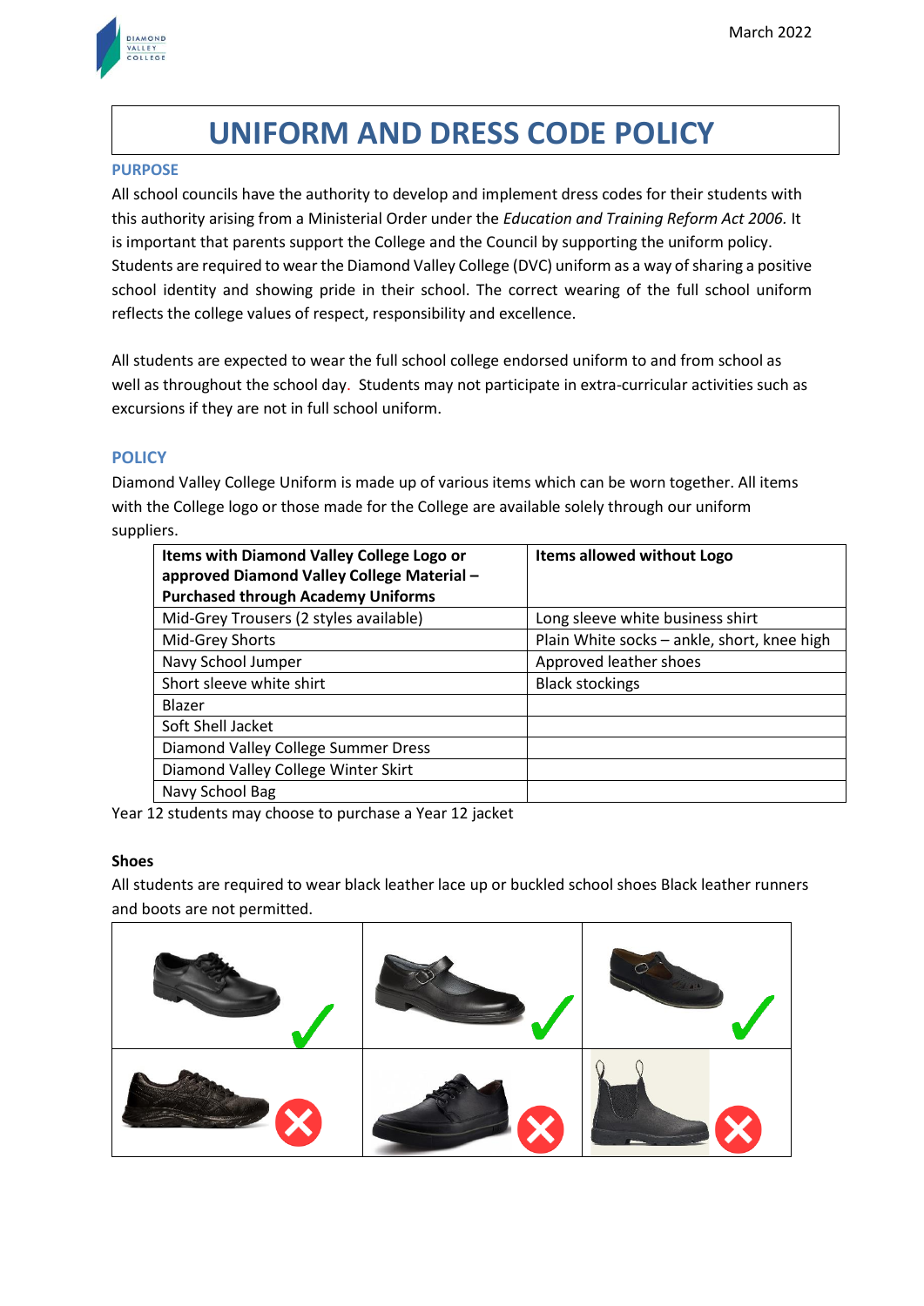# UNIFORM AND DRESS CODE POLICY

## PURPOSE

All school councils have the authority to develop and implement dress codes for their students with this authority arising from a Ministerial Order under the *Education and Training Reform Act 2006.* It is important that parents support the College and the Council by supporting the uniform policy. Students are required to wear the Diamond Valley College (DVC) uniform as a way of sharing a positive school identity and showing pride in their school. The correct wearing of the full school uniform reflects the college values of respect, responsibility and excellence.

All students are expected to wear the full school college endorsed uniform to and from school as well as throughout the school day. Students may not participate in extra-curricular activities such as excursions if they are not in full school uniform.

## POLICY

Diamond Valley College Uniform is made up of various items which can be worn together. All items with the College logo or those made for the College are available solely through our uniform suppliers.

| Items with Diamond Valley College Logo or approved Diamond Valley College Material – Purchased through Academy Uniforms | Items allowed without Logo |
|---|---|
| Mid-Grey Trousers (2 styles available) | Long sleeve white business shirt |
| Mid-Grey Shorts | Plain White socks – ankle, short, knee high |
| Navy School Jumper | Approved leather shoes |
| Short sleeve white shirt | Black stockings |
| Blazer | |
| Soft Shell Jacket | |
| Diamond Valley College Summer Dress | |
| Diamond Valley College Winter Skirt | |
| Navy School Bag | |

Year 12 students may choose to purchase a Year 12 jacket

### Shoes

All students are required to wear black leather lace up or buckled school shoes Black leather runners and boots are not permitted.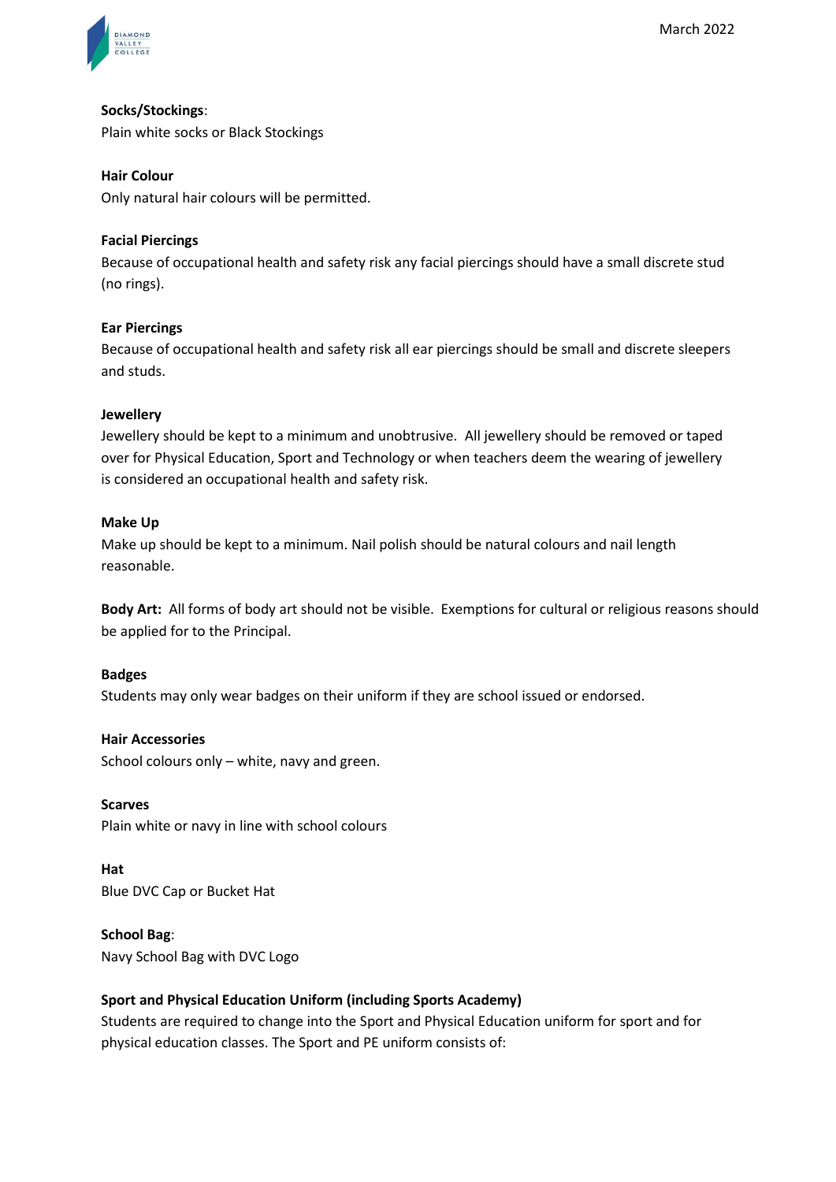**Socks/Stockings**:
Plain white socks or Black Stockings

**Hair Colour**
Only natural hair colours will be permitted.

**Facial Piercings**
Because of occupational health and safety risk any facial piercings should have a small discrete stud (no rings).

**Ear Piercings**
Because of occupational health and safety risk all ear piercings should be small and discrete sleepers and studs.

**Jewellery**
Jewellery should be kept to a minimum and unobtrusive. All jewellery should be removed or taped over for Physical Education, Sport and Technology or when teachers deem the wearing of jewellery is considered an occupational health and safety risk.

**Make Up**
Make up should be kept to a minimum. Nail polish should be natural colours and nail length reasonable.

**Body Art:** All forms of body art should not be visible. Exemptions for cultural or religious reasons should be applied for to the Principal.

**Badges**
Students may only wear badges on their uniform if they are school issued or endorsed.

**Hair Accessories**
School colours only – white, navy and green.

**Scarves**
Plain white or navy in line with school colours

**Hat**
Blue DVC Cap or Bucket Hat

**School Bag**:
Navy School Bag with DVC Logo

**Sport and Physical Education Uniform (including Sports Academy)**
Students are required to change into the Sport and Physical Education uniform for sport and for physical education classes. The Sport and PE uniform consists of: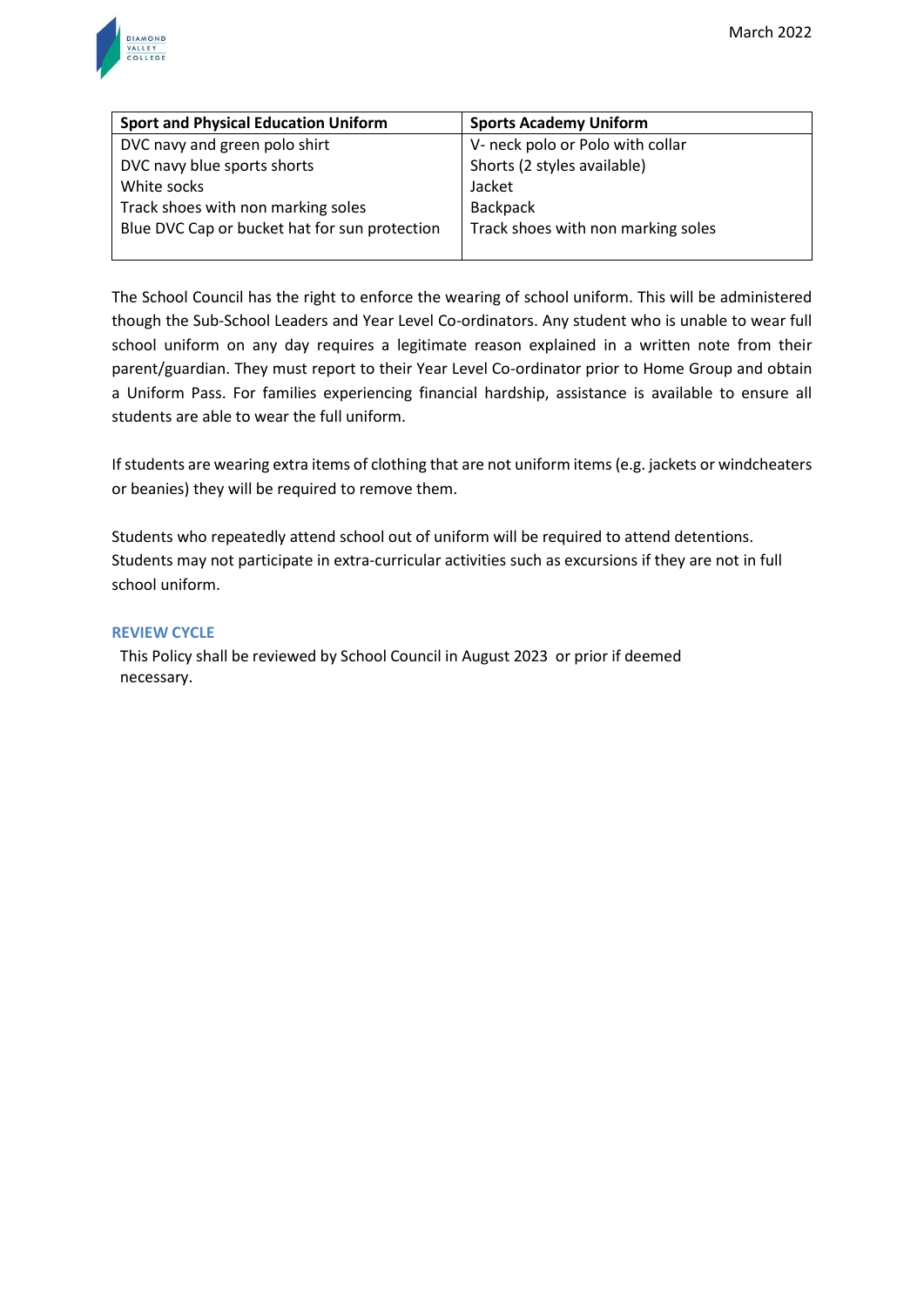| Sport and Physical Education Uniform | Sports Academy Uniform |
|---|---|
| DVC navy and green polo shirt | V- neck polo or Polo with collar |
| DVC navy blue sports shorts | Shorts (2 styles available) |
| White socks | Jacket |
| Track shoes with non marking soles | Backpack |
| Blue DVC Cap or bucket hat for sun protection | Track shoes with non marking soles |

The School Council has the right to enforce the wearing of school uniform. This will be administered though the Sub-School Leaders and Year Level Co-ordinators. Any student who is unable to wear full school uniform on any day requires a legitimate reason explained in a written note from their parent/guardian. They must report to their Year Level Co-ordinator prior to Home Group and obtain a Uniform Pass. For families experiencing financial hardship, assistance is available to ensure all students are able to wear the full uniform.

If students are wearing extra items of clothing that are not uniform items (e.g. jackets or windcheaters or beanies) they will be required to remove them.

Students who repeatedly attend school out of uniform will be required to attend detentions. Students may not participate in extra-curricular activities such as excursions if they are not in full school uniform.

## REVIEW CYCLE

This Policy shall be reviewed by School Council in August 2023 or prior if deemed necessary.